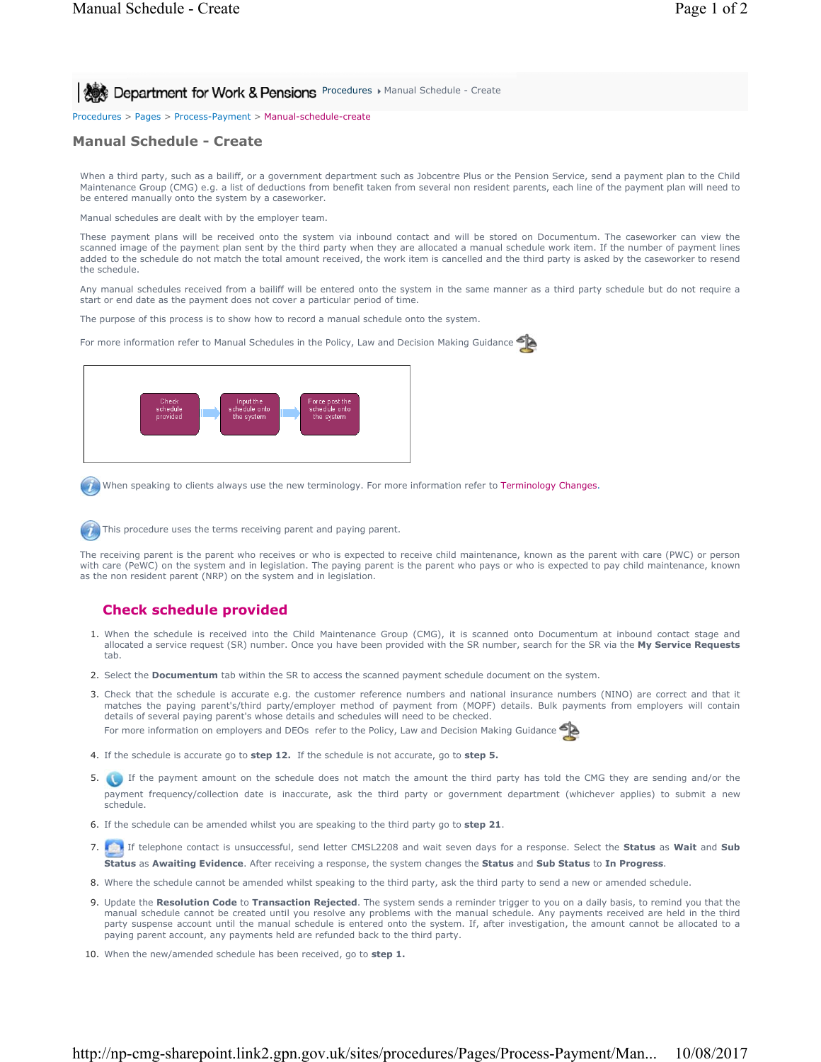Procedures > Pages > Process-Payment > Manual-schedule-create

# Manual Schedule - Create

When a third party, such as a bailiff, or a government department such as Jobcentre Plus or the Pension Service, send a payment plan to the Child Maintenance Group (CMG) e.g. a list of deductions from benefit taken from several non resident parents, each line of the payment plan will need to be entered manually onto the system by a caseworker.

Manual schedules are dealt with by the employer team.

These payment plans will be received onto the system via inbound contact and will be stored on Documentum. The caseworker can view the scanned image of the payment plan sent by the third party when they are allocated a manual schedule work item. If the number of payment lines added to the schedule do not match the total amount received, the work item is cancelled and the third party is asked by the caseworker to resend the schedule.

Any manual schedules received from a bailiff will be entered onto the system in the same manner as a third party schedule but do not require a start or end date as the payment does not cover a particular period of time.

The purpose of this process is to show how to record a manual schedule onto the system.

For more information refer to Manual Schedules in the Policy, Law and Decision Making Guidance

Check schedule provided → Input the schedule onto the system → Force post the schedule onto the system

When speaking to clients always use the new terminology. For more information refer to Terminology Changes.

This procedure uses the terms receiving parent and paying parent.

The receiving parent is the parent who receives or who is expected to receive child maintenance, known as the parent with care (PWC) or person with care (PeWC) on the system and in legislation. The paying parent is the parent who pays or who is expected to pay child maintenance, known as the non resident parent (NRP) on the system and in legislation.

## Check schedule provided

1. When the schedule is received into the Child Maintenance Group (CMG), it is scanned onto Documentum at inbound contact stage and allocated a service request (SR) number. Once you have been provided with the SR number, search for the SR via the **My Service Requests** tab.
2. Select the **Documentum** tab within the SR to access the scanned payment schedule document on the system.
3. Check that the schedule is accurate e.g. the customer reference numbers and national insurance numbers (NINO) are correct and that it matches the paying parent's/third party/employer method of payment from (MOPF) details. Bulk payments from employers will contain details of several paying parent's whose details and schedules will need to be checked.
   For more information on employers and DEOs refer to the Policy, Law and Decision Making Guidance
4. If the schedule is accurate go to **step 12.** If the schedule is not accurate, go to **step 5.**
5. If the payment amount on the schedule does not match the amount the third party has told the CMG they are sending and/or the payment frequency/collection date is inaccurate, ask the third party or government department (whichever applies) to submit a new schedule.
6. If the schedule can be amended whilst you are speaking to the third party go to **step 21**.
7. If telephone contact is unsuccessful, send letter CMSL2208 and wait seven days for a response. Select the **Status** as **Wait** and **Sub Status** as **Awaiting Evidence**. After receiving a response, the system changes the **Status** and **Sub Status** to **In Progress**.
8. Where the schedule cannot be amended whilst speaking to the third party, ask the third party to send a new or amended schedule.
9. Update the **Resolution Code** to **Transaction Rejected**. The system sends a reminder trigger to you on a daily basis, to remind you that the manual schedule cannot be created until you resolve any problems with the manual schedule. Any payments received are held in the third party suspense account until the manual schedule is entered onto the system. If, after investigation, the amount cannot be allocated to a paying parent account, any payments held are refunded back to the third party.
10. When the new/amended schedule has been received, go to **step 1.**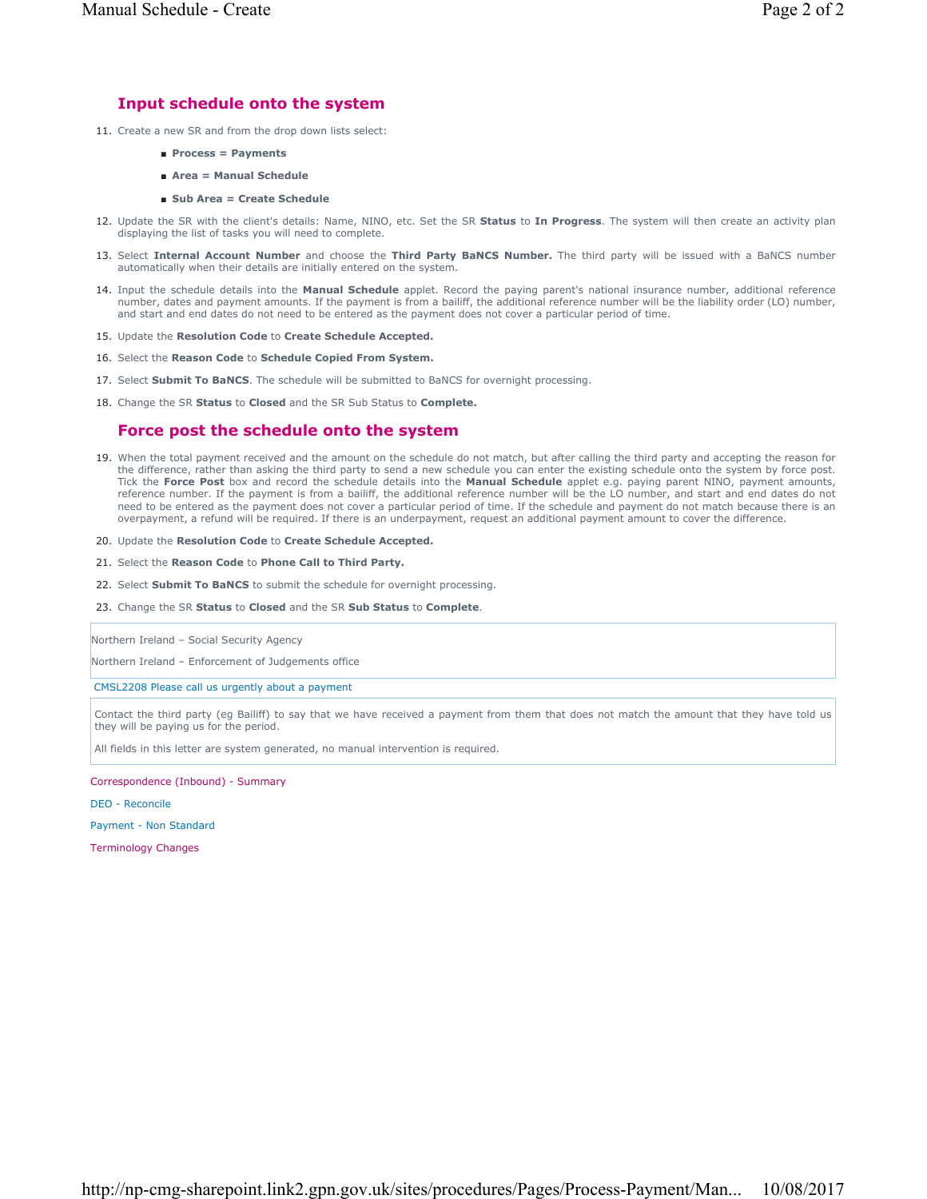## Input schedule onto the system

11. Create a new SR and from the drop down lists select:
    - **Process = Payments**
    - **Area = Manual Schedule**
    - **Sub Area = Create Schedule**
12. Update the SR with the client's details: Name, NINO, etc. Set the SR **Status** to **In Progress**. The system will then create an activity plan displaying the list of tasks you will need to complete.
13. Select **Internal Account Number** and choose the **Third Party BaNCS Number.** The third party will be issued with a BaNCS number automatically when their details are initially entered on the system.
14. Input the schedule details into the **Manual Schedule** applet. Record the paying parent's national insurance number, additional reference number, dates and payment amounts. If the payment is from a bailiff, the additional reference number will be the liability order (LO) number, and start and end dates do not need to be entered as the payment does not cover a particular period of time.
15. Update the **Resolution Code** to **Create Schedule Accepted.**
16. Select the **Reason Code** to **Schedule Copied From System.**
17. Select **Submit To BaNCS**. The schedule will be submitted to BaNCS for overnight processing.
18. Change the SR **Status** to **Closed** and the SR Sub Status to **Complete.**

## Force post the schedule onto the system

19. When the total payment received and the amount on the schedule do not match, but after calling the third party and accepting the reason for the difference, rather than asking the third party to send a new schedule you can enter the existing schedule onto the system by force post. Tick the **Force Post** box and record the schedule details into the **Manual Schedule** applet e.g. paying parent NINO, payment amounts, reference number. If the payment is from a bailiff, the additional reference number will be the LO number, and start and end dates do not need to be entered as the payment does not cover a particular period of time. If the schedule and payment do not match because there is an overpayment, a refund will be required. If there is an underpayment, request an additional payment amount to cover the difference.
20. Update the **Resolution Code** to **Create Schedule Accepted.**
21. Select the **Reason Code** to **Phone Call to Third Party.**
22. Select **Submit To BaNCS** to submit the schedule for overnight processing.
23. Change the SR **Status** to **Closed** and the SR **Sub Status** to **Complete**.

Northern Ireland – Social Security Agency

Northern Ireland – Enforcement of Judgements office

CMSL2208 Please call us urgently about a payment

Contact the third party (eg Bailiff) to say that we have received a payment from them that does not match the amount that they have told us they will be paying us for the period.

All fields in this letter are system generated, no manual intervention is required.

Correspondence (Inbound) - Summary

DEO - Reconcile

Payment - Non Standard

Terminology Changes